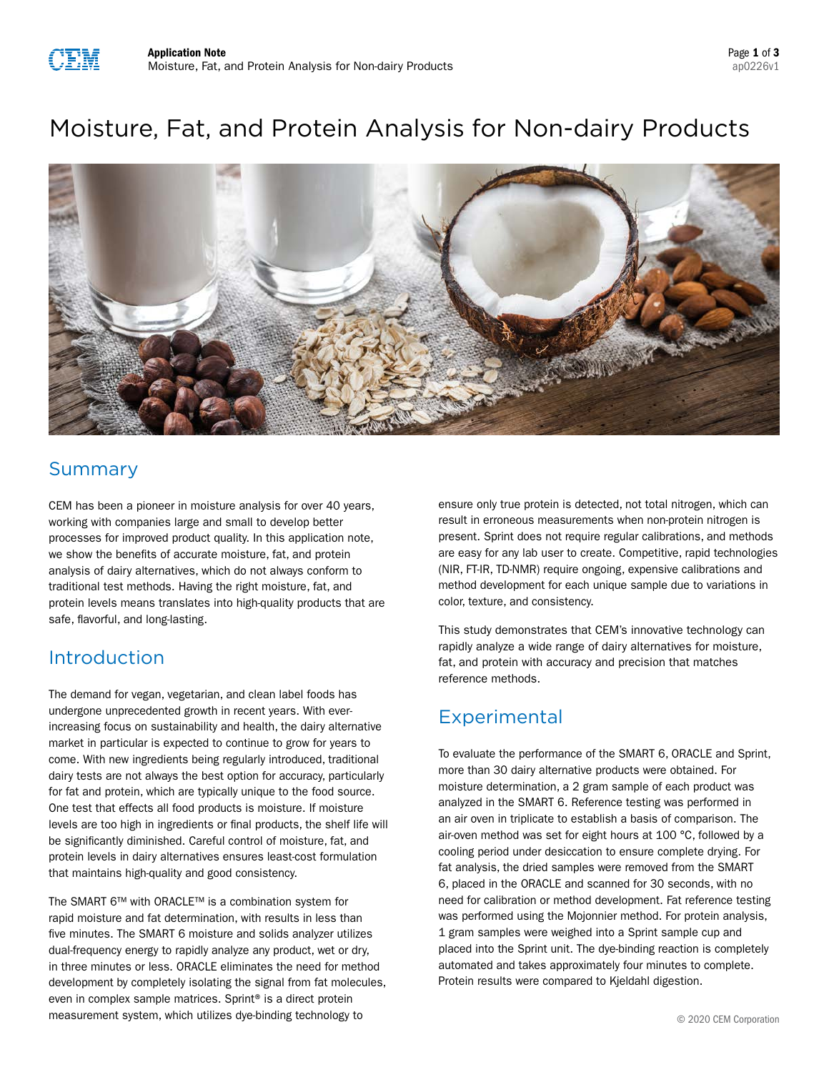# Moisture, Fat, and Protein Analysis for Non-dairy Products

## Summary

CEM has been a pioneer in moisture analysis for over 40 years, working with companies large and small to develop better processes for improved product quality. In this application note, we show the benefits of accurate moisture, fat, and protein analysis of dairy alternatives, which do not always conform to traditional test methods. Having the right moisture, fat, and protein levels means translates into high-quality products that are safe, flavorful, and long-lasting.

## Introduction

The demand for vegan, vegetarian, and clean label foods has undergone unprecedented growth in recent years. With ever-increasing focus on sustainability and health, the dairy alternative market in particular is expected to continue to grow for years to come. With new ingredients being regularly introduced, traditional dairy tests are not always the best option for accuracy, particularly for fat and protein, which are typically unique to the food source. One test that effects all food products is moisture. If moisture levels are too high in ingredients or final products, the shelf life will be significantly diminished. Careful control of moisture, fat, and protein levels in dairy alternatives ensures least-cost formulation that maintains high-quality and good consistency.

The SMART 6™ with ORACLE™ is a combination system for rapid moisture and fat determination, with results in less than five minutes. The SMART 6 moisture and solids analyzer utilizes dual-frequency energy to rapidly analyze any product, wet or dry, in three minutes or less. ORACLE eliminates the need for method development by completely isolating the signal from fat molecules, even in complex sample matrices. Sprint® is a direct protein measurement system, which utilizes dye-binding technology to ensure only true protein is detected, not total nitrogen, which can result in erroneous measurements when non-protein nitrogen is present. Sprint does not require regular calibrations, and methods are easy for any lab user to create. Competitive, rapid technologies (NIR, FT-IR, TD-NMR) require ongoing, expensive calibrations and method development for each unique sample due to variations in color, texture, and consistency.

This study demonstrates that CEM's innovative technology can rapidly analyze a wide range of dairy alternatives for moisture, fat, and protein with accuracy and precision that matches reference methods.

## Experimental

To evaluate the performance of the SMART 6, ORACLE and Sprint, more than 30 dairy alternative products were obtained. For moisture determination, a 2 gram sample of each product was analyzed in the SMART 6. Reference testing was performed in an air oven in triplicate to establish a basis of comparison. The air-oven method was set for eight hours at 100 °C, followed by a cooling period under desiccation to ensure complete drying. For fat analysis, the dried samples were removed from the SMART 6, placed in the ORACLE and scanned for 30 seconds, with no need for calibration or method development. Fat reference testing was performed using the Mojonnier method. For protein analysis, 1 gram samples were weighed into a Sprint sample cup and placed into the Sprint unit. The dye-binding reaction is completely automated and takes approximately four minutes to complete. Protein results were compared to Kjeldahl digestion.

© 2020 CEM Corporation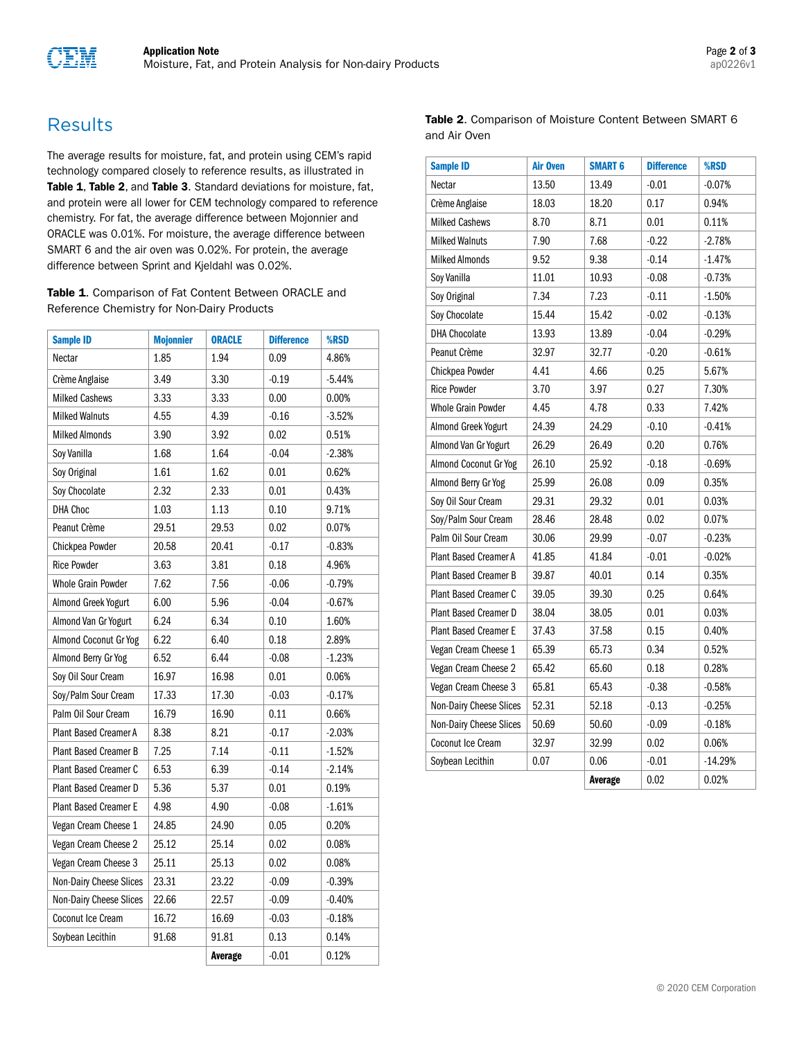## Results

The average results for moisture, fat, and protein using CEM's rapid technology compared closely to reference results, as illustrated in **Table 1**, **Table 2**, and **Table 3**. Standard deviations for moisture, fat, and protein were all lower for CEM technology compared to reference chemistry. For fat, the average difference between Mojonnier and ORACLE was 0.01%. For moisture, the average difference between SMART 6 and the air oven was 0.02%. For protein, the average difference between Sprint and Kjeldahl was 0.02%.

**Table 1**. Comparison of Fat Content Between ORACLE and Reference Chemistry for Non-Dairy Products

| Sample ID | Mojonnier | ORACLE | Difference | %RSD |
|---|---|---|---|---|
| Nectar | 1.85 | 1.94 | 0.09 | 4.86% |
| Crème Anglaise | 3.49 | 3.30 | -0.19 | -5.44% |
| Milked Cashews | 3.33 | 3.33 | 0.00 | 0.00% |
| Milked Walnuts | 4.55 | 4.39 | -0.16 | -3.52% |
| Milked Almonds | 3.90 | 3.92 | 0.02 | 0.51% |
| Soy Vanilla | 1.68 | 1.64 | -0.04 | -2.38% |
| Soy Original | 1.61 | 1.62 | 0.01 | 0.62% |
| Soy Chocolate | 2.32 | 2.33 | 0.01 | 0.43% |
| DHA Choc | 1.03 | 1.13 | 0.10 | 9.71% |
| Peanut Crème | 29.51 | 29.53 | 0.02 | 0.07% |
| Chickpea Powder | 20.58 | 20.41 | -0.17 | -0.83% |
| Rice Powder | 3.63 | 3.81 | 0.18 | 4.96% |
| Whole Grain Powder | 7.62 | 7.56 | -0.06 | -0.79% |
| Almond Greek Yogurt | 6.00 | 5.96 | -0.04 | -0.67% |
| Almond Van Gr Yogurt | 6.24 | 6.34 | 0.10 | 1.60% |
| Almond Coconut Gr Yog | 6.22 | 6.40 | 0.18 | 2.89% |
| Almond Berry Gr Yog | 6.52 | 6.44 | -0.08 | -1.23% |
| Soy Oil Sour Cream | 16.97 | 16.98 | 0.01 | 0.06% |
| Soy/Palm Sour Cream | 17.33 | 17.30 | -0.03 | -0.17% |
| Palm Oil Sour Cream | 16.79 | 16.90 | 0.11 | 0.66% |
| Plant Based Creamer A | 8.38 | 8.21 | -0.17 | -2.03% |
| Plant Based Creamer B | 7.25 | 7.14 | -0.11 | -1.52% |
| Plant Based Creamer C | 6.53 | 6.39 | -0.14 | -2.14% |
| Plant Based Creamer D | 5.36 | 5.37 | 0.01 | 0.19% |
| Plant Based Creamer E | 4.98 | 4.90 | -0.08 | -1.61% |
| Vegan Cream Cheese 1 | 24.85 | 24.90 | 0.05 | 0.20% |
| Vegan Cream Cheese 2 | 25.12 | 25.14 | 0.02 | 0.08% |
| Vegan Cream Cheese 3 | 25.11 | 25.13 | 0.02 | 0.08% |
| Non-Dairy Cheese Slices | 23.31 | 23.22 | -0.09 | -0.39% |
| Non-Dairy Cheese Slices | 22.66 | 22.57 | -0.09 | -0.40% |
| Coconut Ice Cream | 16.72 | 16.69 | -0.03 | -0.18% |
| Soybean Lecithin | 91.68 | 91.81 | 0.13 | 0.14% |
| | | **Average** | -0.01 | 0.12% |

**Table 2**. Comparison of Moisture Content Between SMART 6 and Air Oven

| Sample ID | Air Oven | SMART 6 | Difference | %RSD |
|---|---|---|---|---|
| Nectar | 13.50 | 13.49 | -0.01 | -0.07% |
| Crème Anglaise | 18.03 | 18.20 | 0.17 | 0.94% |
| Milked Cashews | 8.70 | 8.71 | 0.01 | 0.11% |
| Milked Walnuts | 7.90 | 7.68 | -0.22 | -2.78% |
| Milked Almonds | 9.52 | 9.38 | -0.14 | -1.47% |
| Soy Vanilla | 11.01 | 10.93 | -0.08 | -0.73% |
| Soy Original | 7.34 | 7.23 | -0.11 | -1.50% |
| Soy Chocolate | 15.44 | 15.42 | -0.02 | -0.13% |
| DHA Chocolate | 13.93 | 13.89 | -0.04 | -0.29% |
| Peanut Crème | 32.97 | 32.77 | -0.20 | -0.61% |
| Chickpea Powder | 4.41 | 4.66 | 0.25 | 5.67% |
| Rice Powder | 3.70 | 3.97 | 0.27 | 7.30% |
| Whole Grain Powder | 4.45 | 4.78 | 0.33 | 7.42% |
| Almond Greek Yogurt | 24.39 | 24.29 | -0.10 | -0.41% |
| Almond Van Gr Yogurt | 26.29 | 26.49 | 0.20 | 0.76% |
| Almond Coconut Gr Yog | 26.10 | 25.92 | -0.18 | -0.69% |
| Almond Berry Gr Yog | 25.99 | 26.08 | 0.09 | 0.35% |
| Soy Oil Sour Cream | 29.31 | 29.32 | 0.01 | 0.03% |
| Soy/Palm Sour Cream | 28.46 | 28.48 | 0.02 | 0.07% |
| Palm Oil Sour Cream | 30.06 | 29.99 | -0.07 | -0.23% |
| Plant Based Creamer A | 41.85 | 41.84 | -0.01 | -0.02% |
| Plant Based Creamer B | 39.87 | 40.01 | 0.14 | 0.35% |
| Plant Based Creamer C | 39.05 | 39.30 | 0.25 | 0.64% |
| Plant Based Creamer D | 38.04 | 38.05 | 0.01 | 0.03% |
| Plant Based Creamer E | 37.43 | 37.58 | 0.15 | 0.40% |
| Vegan Cream Cheese 1 | 65.39 | 65.73 | 0.34 | 0.52% |
| Vegan Cream Cheese 2 | 65.42 | 65.60 | 0.18 | 0.28% |
| Vegan Cream Cheese 3 | 65.81 | 65.43 | -0.38 | -0.58% |
| Non-Dairy Cheese Slices | 52.31 | 52.18 | -0.13 | -0.25% |
| Non-Dairy Cheese Slices | 50.69 | 50.60 | -0.09 | -0.18% |
| Coconut Ice Cream | 32.97 | 32.99 | 0.02 | 0.06% |
| Soybean Lecithin | 0.07 | 0.06 | -0.01 | -14.29% |
| | | **Average** | 0.02 | 0.02% |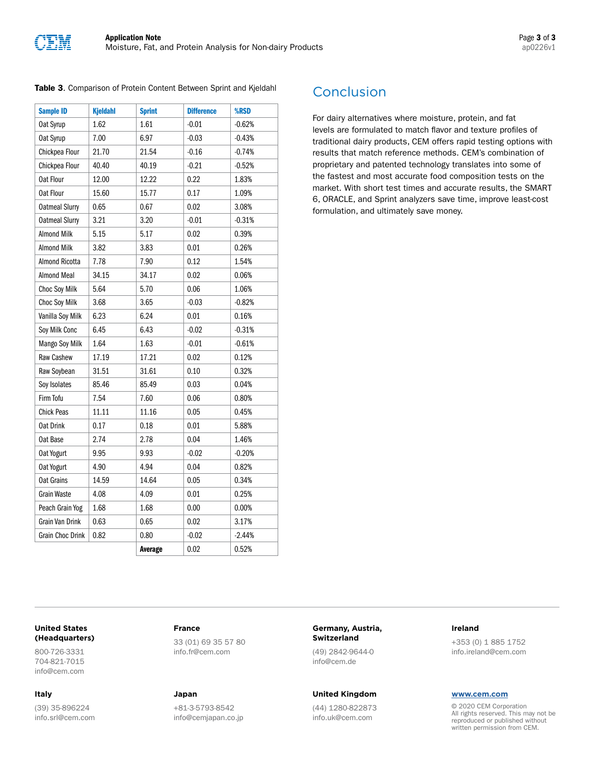**Table 3**. Comparison of Protein Content Between Sprint and Kjeldahl

| Sample ID | Kjeldahl | Sprint | Difference | %RSD |
|---|---|---|---|---|
| Oat Syrup | 1.62 | 1.61 | -0.01 | -0.62% |
| Oat Syrup | 7.00 | 6.97 | -0.03 | -0.43% |
| Chickpea Flour | 21.70 | 21.54 | -0.16 | -0.74% |
| Chickpea Flour | 40.40 | 40.19 | -0.21 | -0.52% |
| Oat Flour | 12.00 | 12.22 | 0.22 | 1.83% |
| Oat Flour | 15.60 | 15.77 | 0.17 | 1.09% |
| Oatmeal Slurry | 0.65 | 0.67 | 0.02 | 3.08% |
| Oatmeal Slurry | 3.21 | 3.20 | -0.01 | -0.31% |
| Almond Milk | 5.15 | 5.17 | 0.02 | 0.39% |
| Almond Milk | 3.82 | 3.83 | 0.01 | 0.26% |
| Almond Ricotta | 7.78 | 7.90 | 0.12 | 1.54% |
| Almond Meal | 34.15 | 34.17 | 0.02 | 0.06% |
| Choc Soy Milk | 5.64 | 5.70 | 0.06 | 1.06% |
| Choc Soy Milk | 3.68 | 3.65 | -0.03 | -0.82% |
| Vanilla Soy Milk | 6.23 | 6.24 | 0.01 | 0.16% |
| Soy Milk Conc | 6.45 | 6.43 | -0.02 | -0.31% |
| Mango Soy Milk | 1.64 | 1.63 | -0.01 | -0.61% |
| Raw Cashew | 17.19 | 17.21 | 0.02 | 0.12% |
| Raw Soybean | 31.51 | 31.61 | 0.10 | 0.32% |
| Soy Isolates | 85.46 | 85.49 | 0.03 | 0.04% |
| Firm Tofu | 7.54 | 7.60 | 0.06 | 0.80% |
| Chick Peas | 11.11 | 11.16 | 0.05 | 0.45% |
| Oat Drink | 0.17 | 0.18 | 0.01 | 5.88% |
| Oat Base | 2.74 | 2.78 | 0.04 | 1.46% |
| Oat Yogurt | 9.95 | 9.93 | -0.02 | -0.20% |
| Oat Yogurt | 4.90 | 4.94 | 0.04 | 0.82% |
| Oat Grains | 14.59 | 14.64 | 0.05 | 0.34% |
| Grain Waste | 4.08 | 4.09 | 0.01 | 0.25% |
| Peach Grain Yog | 1.68 | 1.68 | 0.00 | 0.00% |
| Grain Van Drink | 0.63 | 0.65 | 0.02 | 3.17% |
| Grain Choc Drink | 0.82 | 0.80 | -0.02 | -2.44% |
| | | **Average** | 0.02 | 0.52% |

## Conclusion

For dairy alternatives where moisture, protein, and fat levels are formulated to match flavor and texture profiles of traditional dairy products, CEM offers rapid testing options with results that match reference methods. CEM's combination of proprietary and patented technology translates into some of the fastest and most accurate food composition tests on the market. With short test times and accurate results, the SMART 6, ORACLE, and Sprint analyzers save time, improve least-cost formulation, and ultimately save money.

**United States (Headquarters)**
800-726-3331
704-821-7015
info@cem.com

**France**
33 (01) 69 35 57 80
info.fr@cem.com

**Germany, Austria, Switzerland**
(49) 2842-9644-0
info@cem.de

**Ireland**
+353 (0) 1 885 1752
info.ireland@cem.com

**Italy**
(39) 35-896224
info.srl@cem.com

**Japan**
+81-3-5793-8542
info@cemjapan.co.jp

**United Kingdom**
(44) 1280-822873
info.uk@cem.com

**www.cem.com**

© 2020 CEM Corporation
All rights reserved. This may not be reproduced or published without written permission from CEM.